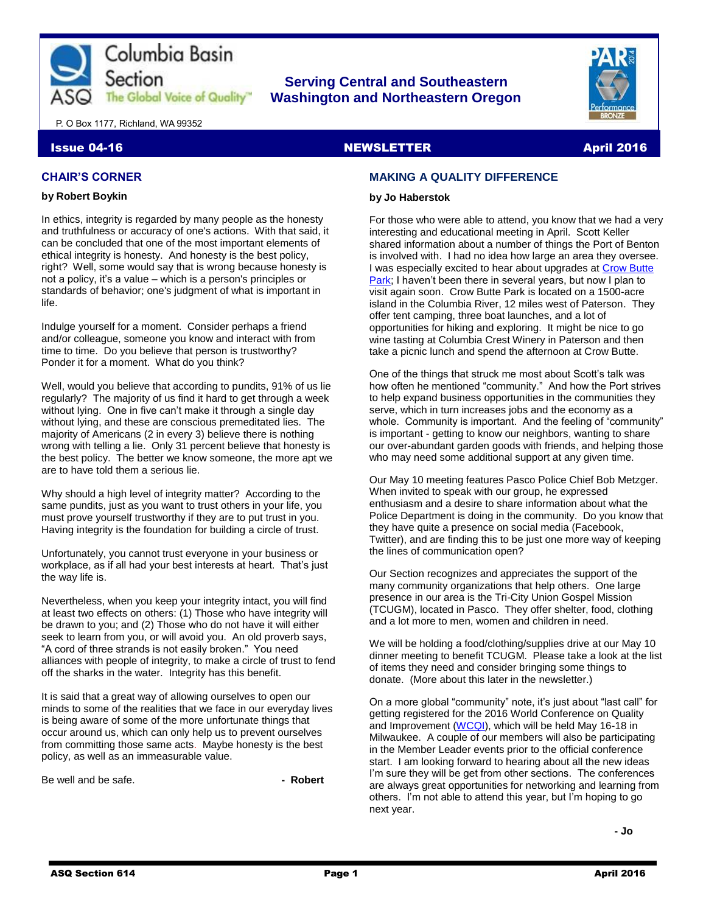# Columbia Basin Section

ASQ The Global Voice of Quality™

P. O Box 1177, Richland, WA 99352

**Serving Central and Southeastern Washington and Northeastern Oregon**

**Issue 04-16** | **NEWSLETTER** | **April 2016**

## CHAIR'S CORNER

**by Robert Boykin**

In ethics, integrity is regarded by many people as the honesty and truthfulness or accuracy of one's actions. With that said, it can be concluded that one of the most important elements of ethical integrity is honesty. And honesty is the best policy, right? Well, some would say that is wrong because honesty is not a policy, it's a value – which is a person's principles or standards of behavior; one's judgment of what is important in life.

Indulge yourself for a moment. Consider perhaps a friend and/or colleague, someone you know and interact with from time to time. Do you believe that person is trustworthy? Ponder it for a moment. What do you think?

Well, would you believe that according to pundits, 91% of us lie regularly? The majority of us find it hard to get through a week without lying. One in five can't make it through a single day without lying, and these are conscious premeditated lies. The majority of Americans (2 in every 3) believe there is nothing wrong with telling a lie. Only 31 percent believe that honesty is the best policy. The better we know someone, the more apt we are to have told them a serious lie.

Why should a high level of integrity matter? According to the same pundits, just as you want to trust others in your life, you must prove yourself trustworthy if they are to put trust in you. Having integrity is the foundation for building a circle of trust.

Unfortunately, you cannot trust everyone in your business or workplace, as if all had your best interests at heart. That's just the way life is.

Nevertheless, when you keep your integrity intact, you will find at least two effects on others: (1) Those who have integrity will be drawn to you; and (2) Those who do not have it will either seek to learn from you, or will avoid you. An old proverb says, "A cord of three strands is not easily broken." You need alliances with people of integrity, to make a circle of trust to fend off the sharks in the water. Integrity has this benefit.

It is said that a great way of allowing ourselves to open our minds to some of the realities that we face in our everyday lives is being aware of some of the more unfortunate things that occur around us, which can only help us to prevent ourselves from committing those same acts. Maybe honesty is the best policy, as well as an immeasurable value.

Be well and be safe. **- Robert**

## MAKING A QUALITY DIFFERENCE

**by Jo Haberstok**

For those who were able to attend, you know that we had a very interesting and educational meeting in April. Scott Keller shared information about a number of things the Port of Benton is involved with. I had no idea how large an area they oversee. I was especially excited to hear about upgrades at [Crow Butte Park](); I haven't been there in several years, but now I plan to visit again soon. Crow Butte Park is located on a 1500-acre island in the Columbia River, 12 miles west of Paterson. They offer tent camping, three boat launches, and a lot of opportunities for hiking and exploring. It might be nice to go wine tasting at Columbia Crest Winery in Paterson and then take a picnic lunch and spend the afternoon at Crow Butte.

One of the things that struck me most about Scott's talk was how often he mentioned "community." And how the Port strives to help expand business opportunities in the communities they serve, which in turn increases jobs and the economy as a whole. Community is important. And the feeling of "community" is important - getting to know our neighbors, wanting to share our over-abundant garden goods with friends, and helping those who may need some additional support at any given time.

Our May 10 meeting features Pasco Police Chief Bob Metzger. When invited to speak with our group, he expressed enthusiasm and a desire to share information about what the Police Department is doing in the community. Do you know that they have quite a presence on social media (Facebook, Twitter), and are finding this to be just one more way of keeping the lines of communication open?

Our Section recognizes and appreciates the support of the many community organizations that help others. One large presence in our area is the Tri-City Union Gospel Mission (TCUGM), located in Pasco. They offer shelter, food, clothing and a lot more to men, women and children in need.

We will be holding a food/clothing/supplies drive at our May 10 dinner meeting to benefit TCUGM. Please take a look at the list of items they need and consider bringing some things to donate. (More about this later in the newsletter.)

On a more global "community" note, it's just about "last call" for getting registered for the 2016 World Conference on Quality and Improvement ([WCQI]()), which will be held May 16-18 in Milwaukee. A couple of our members will also be participating in the Member Leader events prior to the official conference start. I am looking forward to hearing about all the new ideas I'm sure they will be get from other sections. The conferences are always great opportunities for networking and learning from others. I'm not able to attend this year, but I'm hoping to go next year.

**- Jo**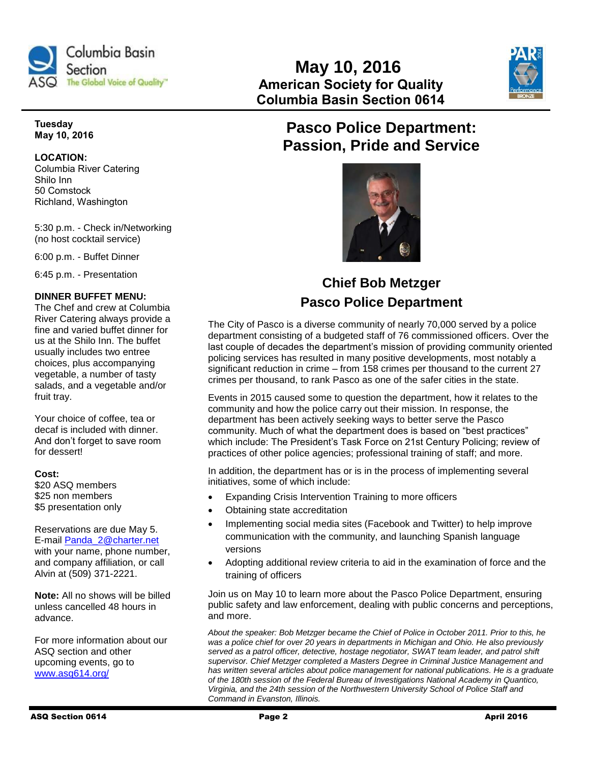# May 10, 2016

## American Society for Quality
## Columbia Basin Section 0614

**Tuesday**
**May 10, 2016**

**LOCATION:**
Columbia River Catering
Shilo Inn
50 Comstock
Richland, Washington

5:30 p.m. - Check in/Networking (no host cocktail service)

6:00 p.m. - Buffet Dinner

6:45 p.m. - Presentation

**DINNER BUFFET MENU:**
The Chef and crew at Columbia River Catering always provide a fine and varied buffet dinner for us at the Shilo Inn. The buffet usually includes two entree choices, plus accompanying vegetable, a number of tasty salads, and a vegetable and/or fruit tray.

Your choice of coffee, tea or decaf is included with dinner. And don't forget to save room for dessert!

**Cost:**
$20 ASQ members
$25 non members
$5 presentation only

Reservations are due May 5. E-mail Panda_2@charter.net with your name, phone number, and company affiliation, or call Alvin at (509) 371-2221.

**Note:** All no shows will be billed unless cancelled 48 hours in advance.

For more information about our ASQ section and other upcoming events, go to www.asq614.org/

# Pasco Police Department: Passion, Pride and Service

## Chief Bob Metzger
## Pasco Police Department

The City of Pasco is a diverse community of nearly 70,000 served by a police department consisting of a budgeted staff of 76 commissioned officers. Over the last couple of decades the department's mission of providing community oriented policing services has resulted in many positive developments, most notably a significant reduction in crime – from 158 crimes per thousand to the current 27 crimes per thousand, to rank Pasco as one of the safer cities in the state.

Events in 2015 caused some to question the department, how it relates to the community and how the police carry out their mission. In response, the department has been actively seeking ways to better serve the Pasco community. Much of what the department does is based on "best practices" which include: The President's Task Force on 21st Century Policing; review of practices of other police agencies; professional training of staff; and more.

In addition, the department has or is in the process of implementing several initiatives, some of which include:

- Expanding Crisis Intervention Training to more officers
- Obtaining state accreditation
- Implementing social media sites (Facebook and Twitter) to help improve communication with the community, and launching Spanish language versions
- Adopting additional review criteria to aid in the examination of force and the training of officers

Join us on May 10 to learn more about the Pasco Police Department, ensuring public safety and law enforcement, dealing with public concerns and perceptions, and more.

*About the speaker: Bob Metzger became the Chief of Police in October 2011. Prior to this, he was a police chief for over 20 years in departments in Michigan and Ohio. He also previously served as a patrol officer, detective, hostage negotiator, SWAT team leader, and patrol shift supervisor. Chief Metzger completed a Masters Degree in Criminal Justice Management and has written several articles about police management for national publications. He is a graduate of the 180th session of the Federal Bureau of Investigations National Academy in Quantico, Virginia, and the 24th session of the Northwestern University School of Police Staff and Command in Evanston, Illinois.*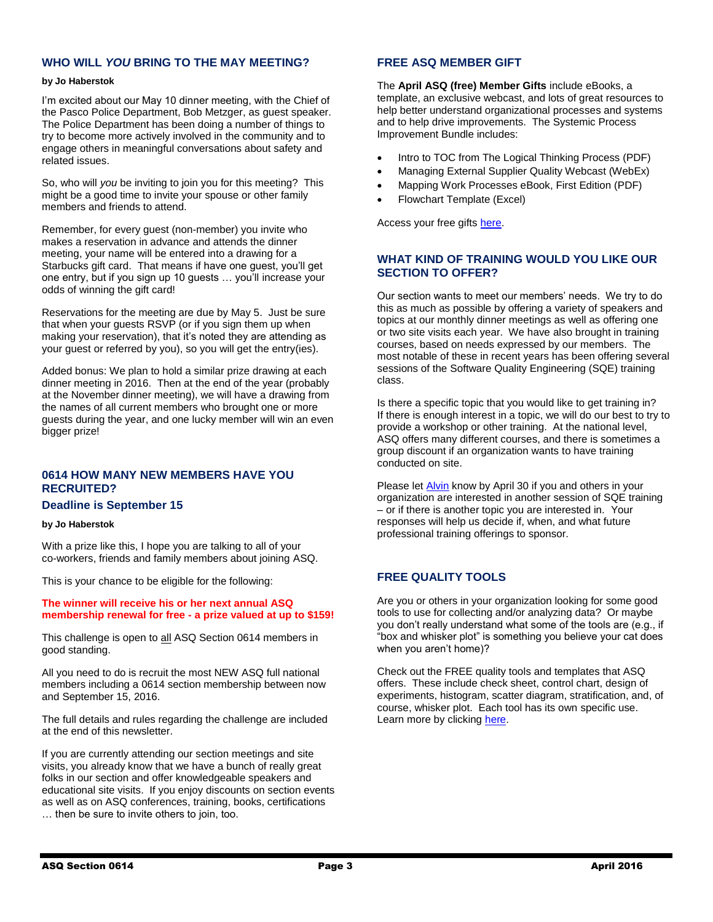## WHO WILL *YOU* BRING TO THE MAY MEETING?

**by Jo Haberstok**

I'm excited about our May 10 dinner meeting, with the Chief of the Pasco Police Department, Bob Metzger, as guest speaker. The Police Department has been doing a number of things to try to become more actively involved in the community and to engage others in meaningful conversations about safety and related issues.

So, who will *you* be inviting to join you for this meeting? This might be a good time to invite your spouse or other family members and friends to attend.

Remember, for every guest (non-member) you invite who makes a reservation in advance and attends the dinner meeting, your name will be entered into a drawing for a Starbucks gift card. That means if have one guest, you'll get one entry, but if you sign up 10 guests … you'll increase your odds of winning the gift card!

Reservations for the meeting are due by May 5. Just be sure that when your guests RSVP (or if you sign them up when making your reservation), that it's noted they are attending as your guest or referred by you), so you will get the entry(ies).

Added bonus: We plan to hold a similar prize drawing at each dinner meeting in 2016. Then at the end of the year (probably at the November dinner meeting), we will have a drawing from the names of all current members who brought one or more guests during the year, and one lucky member will win an even bigger prize!

## 0614 HOW MANY NEW MEMBERS HAVE YOU RECRUITED?

### Deadline is September 15

**by Jo Haberstok**

With a prize like this, I hope you are talking to all of your co-workers, friends and family members about joining ASQ.

This is your chance to be eligible for the following:

**The winner will receive his or her next annual ASQ membership renewal for free - a prize valued at up to $159!**

This challenge is open to all ASQ Section 0614 members in good standing.

All you need to do is recruit the most NEW ASQ full national members including a 0614 section membership between now and September 15, 2016.

The full details and rules regarding the challenge are included at the end of this newsletter.

If you are currently attending our section meetings and site visits, you already know that we have a bunch of really great folks in our section and offer knowledgeable speakers and educational site visits. If you enjoy discounts on section events as well as on ASQ conferences, training, books, certifications … then be sure to invite others to join, too.

## FREE ASQ MEMBER GIFT

The **April ASQ (free) Member Gifts** include eBooks, a template, an exclusive webcast, and lots of great resources to help better understand organizational processes and systems and to help drive improvements. The Systemic Process Improvement Bundle includes:

- Intro to TOC from The Logical Thinking Process (PDF)
- Managing External Supplier Quality Webcast (WebEx)
- Mapping Work Processes eBook, First Edition (PDF)
- Flowchart Template (Excel)

Access your free gifts here.

## WHAT KIND OF TRAINING WOULD YOU LIKE OUR SECTION TO OFFER?

Our section wants to meet our members' needs. We try to do this as much as possible by offering a variety of speakers and topics at our monthly dinner meetings as well as offering one or two site visits each year. We have also brought in training courses, based on needs expressed by our members. The most notable of these in recent years has been offering several sessions of the Software Quality Engineering (SQE) training class.

Is there a specific topic that you would like to get training in? If there is enough interest in a topic, we will do our best to try to provide a workshop or other training. At the national level, ASQ offers many different courses, and there is sometimes a group discount if an organization wants to have training conducted on site.

Please let Alvin know by April 30 if you and others in your organization are interested in another session of SQE training – or if there is another topic you are interested in. Your responses will help us decide if, when, and what future professional training offerings to sponsor.

## FREE QUALITY TOOLS

Are you or others in your organization looking for some good tools to use for collecting and/or analyzing data? Or maybe you don't really understand what some of the tools are (e.g., if "box and whisker plot" is something you believe your cat does when you aren't home)?

Check out the FREE quality tools and templates that ASQ offers. These include check sheet, control chart, design of experiments, histogram, scatter diagram, stratification, and, of course, whisker plot. Each tool has its own specific use. Learn more by clicking here.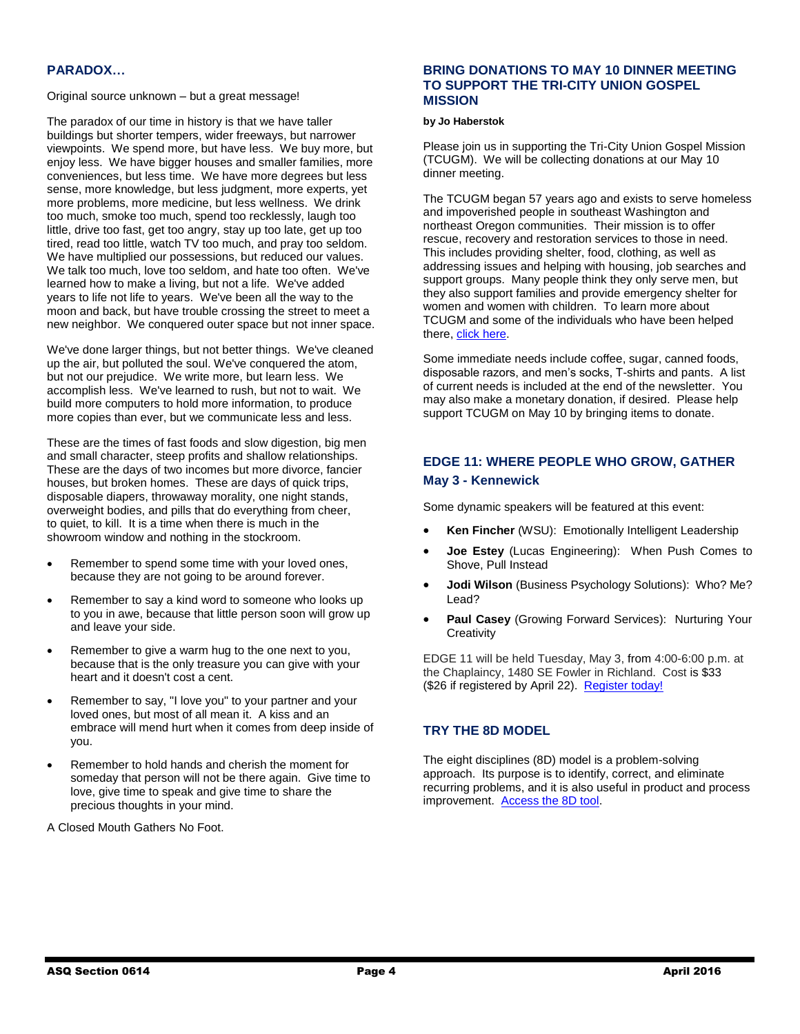## PARADOX…

Original source unknown – but a great message!

The paradox of our time in history is that we have taller buildings but shorter tempers, wider freeways, but narrower viewpoints. We spend more, but have less. We buy more, but enjoy less. We have bigger houses and smaller families, more conveniences, but less time. We have more degrees but less sense, more knowledge, but less judgment, more experts, yet more problems, more medicine, but less wellness. We drink too much, smoke too much, spend too recklessly, laugh too little, drive too fast, get too angry, stay up too late, get up too tired, read too little, watch TV too much, and pray too seldom. We have multiplied our possessions, but reduced our values. We talk too much, love too seldom, and hate too often. We've learned how to make a living, but not a life. We've added years to life not life to years. We've been all the way to the moon and back, but have trouble crossing the street to meet a new neighbor. We conquered outer space but not inner space.

We've done larger things, but not better things. We've cleaned up the air, but polluted the soul. We've conquered the atom, but not our prejudice. We write more, but learn less. We accomplish less. We've learned to rush, but not to wait. We build more computers to hold more information, to produce more copies than ever, but we communicate less and less.

These are the times of fast foods and slow digestion, big men and small character, steep profits and shallow relationships. These are the days of two incomes but more divorce, fancier houses, but broken homes. These are days of quick trips, disposable diapers, throwaway morality, one night stands, overweight bodies, and pills that do everything from cheer, to quiet, to kill. It is a time when there is much in the showroom window and nothing in the stockroom.

- Remember to spend some time with your loved ones, because they are not going to be around forever.
- Remember to say a kind word to someone who looks up to you in awe, because that little person soon will grow up and leave your side.
- Remember to give a warm hug to the one next to you, because that is the only treasure you can give with your heart and it doesn't cost a cent.
- Remember to say, "I love you" to your partner and your loved ones, but most of all mean it. A kiss and an embrace will mend hurt when it comes from deep inside of you.
- Remember to hold hands and cherish the moment for someday that person will not be there again. Give time to love, give time to speak and give time to share the precious thoughts in your mind.

A Closed Mouth Gathers No Foot.

## BRING DONATIONS TO MAY 10 DINNER MEETING TO SUPPORT THE TRI-CITY UNION GOSPEL MISSION

**by Jo Haberstok**

Please join us in supporting the Tri-City Union Gospel Mission (TCUGM). We will be collecting donations at our May 10 dinner meeting.

The TCUGM began 57 years ago and exists to serve homeless and impoverished people in southeast Washington and northeast Oregon communities. Their mission is to offer rescue, recovery and restoration services to those in need. This includes providing shelter, food, clothing, as well as addressing issues and helping with housing, job searches and support groups. Many people think they only serve men, but they also support families and provide emergency shelter for women and women with children. To learn more about TCUGM and some of the individuals who have been helped there, click here.

Some immediate needs include coffee, sugar, canned foods, disposable razors, and men's socks, T-shirts and pants. A list of current needs is included at the end of the newsletter. You may also make a monetary donation, if desired. Please help support TCUGM on May 10 by bringing items to donate.

## EDGE 11: WHERE PEOPLE WHO GROW, GATHER

### May 3 - Kennewick

Some dynamic speakers will be featured at this event:

- **Ken Fincher** (WSU): Emotionally Intelligent Leadership
- **Joe Estey** (Lucas Engineering): When Push Comes to Shove, Pull Instead
- **Jodi Wilson** (Business Psychology Solutions): Who? Me? Lead?
- **Paul Casey** (Growing Forward Services): Nurturing Your Creativity

EDGE 11 will be held Tuesday, May 3, from 4:00-6:00 p.m. at the Chaplaincy, 1480 SE Fowler in Richland. Cost is $33 ($26 if registered by April 22). Register today!

## TRY THE 8D MODEL

The eight disciplines (8D) model is a problem-solving approach. Its purpose is to identify, correct, and eliminate recurring problems, and it is also useful in product and process improvement. Access the 8D tool.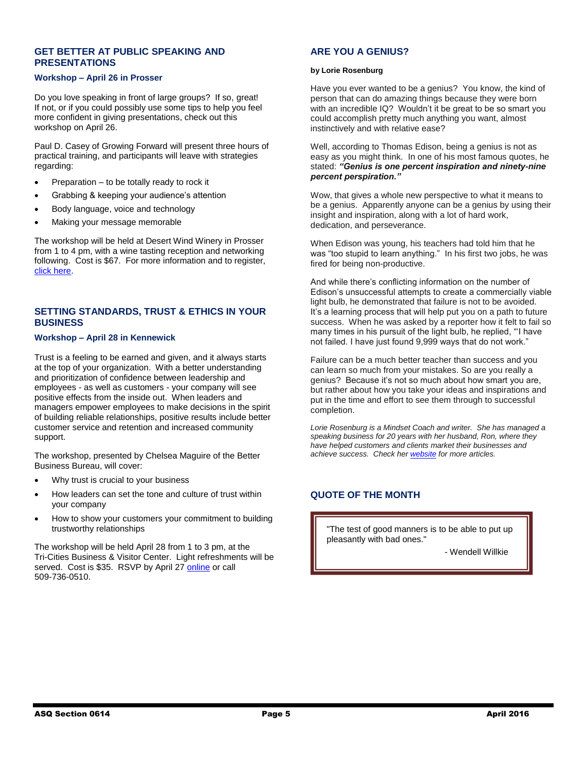## GET BETTER AT PUBLIC SPEAKING AND PRESENTATIONS

### Workshop – April 26 in Prosser

Do you love speaking in front of large groups? If so, great! If not, or if you could possibly use some tips to help you feel more confident in giving presentations, check out this workshop on April 26.

Paul D. Casey of Growing Forward will present three hours of practical training, and participants will leave with strategies regarding:

- Preparation – to be totally ready to rock it
- Grabbing & keeping your audience's attention
- Body language, voice and technology
- Making your message memorable

The workshop will be held at Desert Wind Winery in Prosser from 1 to 4 pm, with a wine tasting reception and networking following. Cost is $67. For more information and to register, click here.

## SETTING STANDARDS, TRUST & ETHICS IN YOUR BUSINESS

### Workshop – April 28 in Kennewick

Trust is a feeling to be earned and given, and it always starts at the top of your organization. With a better understanding and prioritization of confidence between leadership and employees - as well as customers - your company will see positive effects from the inside out. When leaders and managers empower employees to make decisions in the spirit of building reliable relationships, positive results include better customer service and retention and increased community support.

The workshop, presented by Chelsea Maguire of the Better Business Bureau, will cover:

- Why trust is crucial to your business
- How leaders can set the tone and culture of trust within your company
- How to show your customers your commitment to building trustworthy relationships

The workshop will be held April 28 from 1 to 3 pm, at the Tri-Cities Business & Visitor Center. Light refreshments will be served. Cost is $35. RSVP by April 27 online or call 509-736-0510.

## ARE YOU A GENIUS?

**by Lorie Rosenburg**

Have you ever wanted to be a genius? You know, the kind of person that can do amazing things because they were born with an incredible IQ? Wouldn't it be great to be so smart you could accomplish pretty much anything you want, almost instinctively and with relative ease?

Well, according to Thomas Edison, being a genius is not as easy as you might think. In one of his most famous quotes, he stated: ***"Genius is one percent inspiration and ninety-nine percent perspiration."***

Wow, that gives a whole new perspective to what it means to be a genius. Apparently anyone can be a genius by using their insight and inspiration, along with a lot of hard work, dedication, and perseverance.

When Edison was young, his teachers had told him that he was "too stupid to learn anything." In his first two jobs, he was fired for being non-productive.

And while there's conflicting information on the number of Edison's unsuccessful attempts to create a commercially viable light bulb, he demonstrated that failure is not to be avoided. It's a learning process that will help put you on a path to future success. When he was asked by a reporter how it felt to fail so many times in his pursuit of the light bulb, he replied, "'I have not failed. I have just found 9,999 ways that do not work."

Failure can be a much better teacher than success and you can learn so much from your mistakes. So are you really a genius? Because it's not so much about how smart you are, but rather about how you take your ideas and inspirations and put in the time and effort to see them through to successful completion.

*Lorie Rosenburg is a Mindset Coach and writer. She has managed a speaking business for 20 years with her husband, Ron, where they have helped customers and clients market their businesses and achieve success. Check her website for more articles.*

## QUOTE OF THE MONTH

"The test of good manners is to be able to put up pleasantly with bad ones."

- Wendell Willkie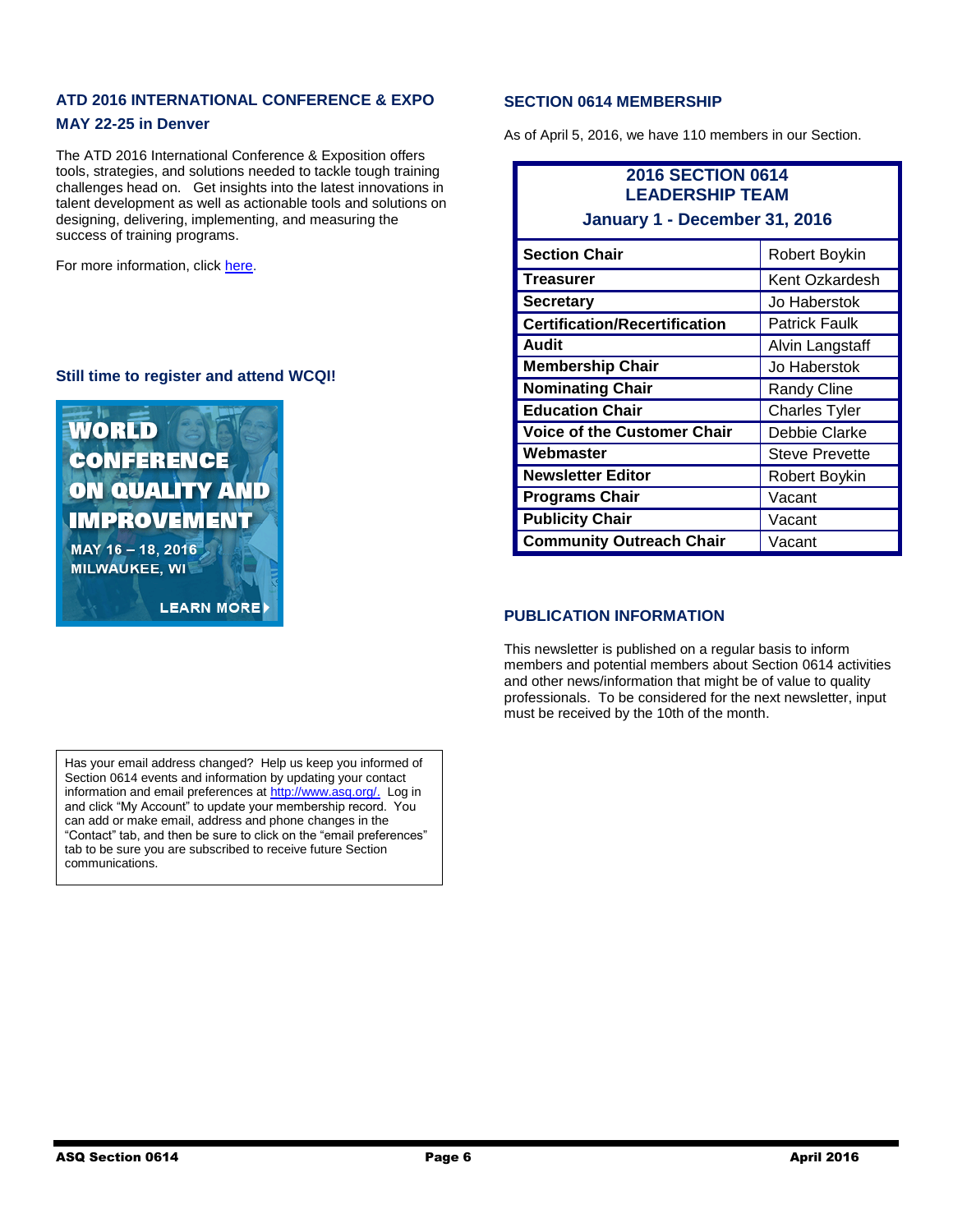## ATD 2016 INTERNATIONAL CONFERENCE & EXPO MAY 22-25 in Denver

The ATD 2016 International Conference & Exposition offers tools, strategies, and solutions needed to tackle tough training challenges head on. Get insights into the latest innovations in talent development as well as actionable tools and solutions on designing, delivering, implementing, and measuring the success of training programs.

For more information, click here.

## Still time to register and attend WCQI!

WORLD CONFERENCE ON QUALITY AND IMPROVEMENT

MAY 16 – 18, 2016
MILWAUKEE, WI

LEARN MORE

Has your email address changed? Help us keep you informed of Section 0614 events and information by updating your contact information and email preferences at http://www.asq.org/. Log in and click "My Account" to update your membership record. You can add or make email, address and phone changes in the "Contact" tab, and then be sure to click on the "email preferences" tab to be sure you are subscribed to receive future Section communications.

## SECTION 0614 MEMBERSHIP

As of April 5, 2016, we have 110 members in our Section.

**2016 SECTION 0614 LEADERSHIP TEAM**
**January 1 - December 31, 2016**

| Position | Name |
|---|---|
| **Section Chair** | Robert Boykin |
| **Treasurer** | Kent Ozkardesh |
| **Secretary** | Jo Haberstok |
| **Certification/Recertification** | Patrick Faulk |
| **Audit** | Alvin Langstaff |
| **Membership Chair** | Jo Haberstok |
| **Nominating Chair** | Randy Cline |
| **Education Chair** | Charles Tyler |
| **Voice of the Customer Chair** | Debbie Clarke |
| **Webmaster** | Steve Prevette |
| **Newsletter Editor** | Robert Boykin |
| **Programs Chair** | Vacant |
| **Publicity Chair** | Vacant |
| **Community Outreach Chair** | Vacant |

## PUBLICATION INFORMATION

This newsletter is published on a regular basis to inform members and potential members about Section 0614 activities and other news/information that might be of value to quality professionals. To be considered for the next newsletter, input must be received by the 10th of the month.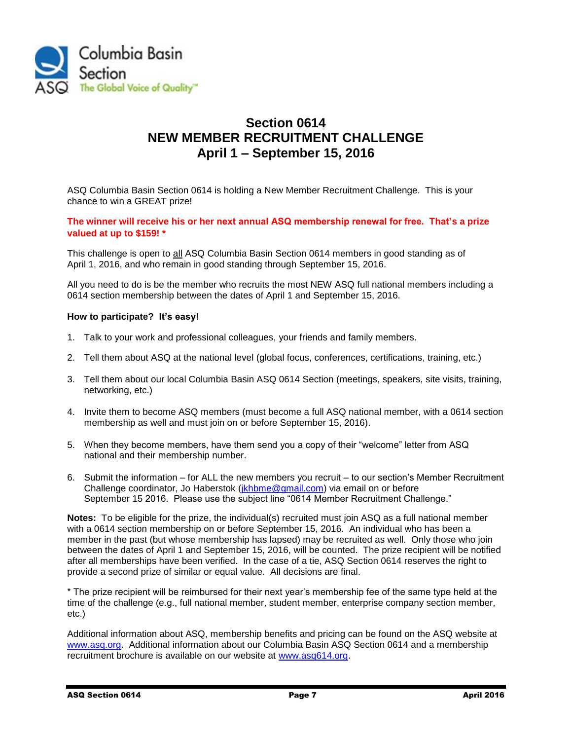Columbia Basin Section

The Global Voice of Quality™

# Section 0614
# NEW MEMBER RECRUITMENT CHALLENGE
# April 1 – September 15, 2016

ASQ Columbia Basin Section 0614 is holding a New Member Recruitment Challenge. This is your chance to win a GREAT prize!

**The winner will receive his or her next annual ASQ membership renewal for free. That's a prize valued at up to $159! ***

This challenge is open to all ASQ Columbia Basin Section 0614 members in good standing as of April 1, 2016, and who remain in good standing through September 15, 2016.

All you need to do is be the member who recruits the most NEW ASQ full national members including a 0614 section membership between the dates of April 1 and September 15, 2016.

**How to participate? It's easy!**

1. Talk to your work and professional colleagues, your friends and family members.
2. Tell them about ASQ at the national level (global focus, conferences, certifications, training, etc.)
3. Tell them about our local Columbia Basin ASQ 0614 Section (meetings, speakers, site visits, training, networking, etc.)
4. Invite them to become ASQ members (must become a full ASQ national member, with a 0614 section membership as well and must join on or before September 15, 2016).
5. When they become members, have them send you a copy of their "welcome" letter from ASQ national and their membership number.
6. Submit the information – for ALL the new members you recruit – to our section's Member Recruitment Challenge coordinator, Jo Haberstok (jkhbme@gmail.com) via email on or before September 15 2016. Please use the subject line "0614 Member Recruitment Challenge."

**Notes:** To be eligible for the prize, the individual(s) recruited must join ASQ as a full national member with a 0614 section membership on or before September 15, 2016. An individual who has been a member in the past (but whose membership has lapsed) may be recruited as well. Only those who join between the dates of April 1 and September 15, 2016, will be counted. The prize recipient will be notified after all memberships have been verified. In the case of a tie, ASQ Section 0614 reserves the right to provide a second prize of similar or equal value. All decisions are final.

* The prize recipient will be reimbursed for their next year's membership fee of the same type held at the time of the challenge (e.g., full national member, student member, enterprise company section member, etc.)

Additional information about ASQ, membership benefits and pricing can be found on the ASQ website at www.asq.org. Additional information about our Columbia Basin ASQ Section 0614 and a membership recruitment brochure is available on our website at www.asq614.org.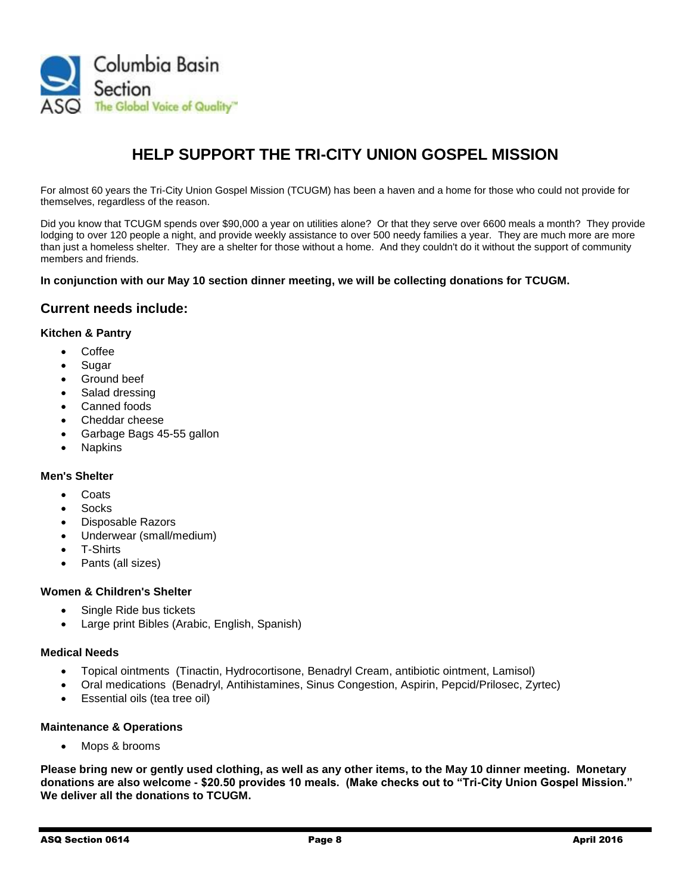Columbia Basin Section
ASQ The Global Voice of Quality™

# HELP SUPPORT THE TRI-CITY UNION GOSPEL MISSION

For almost 60 years the Tri-City Union Gospel Mission (TCUGM) has been a haven and a home for those who could not provide for themselves, regardless of the reason.

Did you know that TCUGM spends over $90,000 a year on utilities alone? Or that they serve over 6600 meals a month? They provide lodging to over 120 people a night, and provide weekly assistance to over 500 needy families a year. They are much more are more than just a homeless shelter. They are a shelter for those without a home. And they couldn't do it without the support of community members and friends.

**In conjunction with our May 10 section dinner meeting, we will be collecting donations for TCUGM.**

## Current needs include:

**Kitchen & Pantry**

- Coffee
- Sugar
- Ground beef
- Salad dressing
- Canned foods
- Cheddar cheese
- Garbage Bags 45-55 gallon
- Napkins

**Men's Shelter**

- Coats
- Socks
- Disposable Razors
- Underwear (small/medium)
- T-Shirts
- Pants (all sizes)

**Women & Children's Shelter**

- Single Ride bus tickets
- Large print Bibles (Arabic, English, Spanish)

**Medical Needs**

- Topical ointments (Tinactin, Hydrocortisone, Benadryl Cream, antibiotic ointment, Lamisol)
- Oral medications (Benadryl, Antihistamines, Sinus Congestion, Aspirin, Pepcid/Prilosec, Zyrtec)
- Essential oils (tea tree oil)

**Maintenance & Operations**

- Mops & brooms

**Please bring new or gently used clothing, as well as any other items, to the May 10 dinner meeting. Monetary donations are also welcome - $20.50 provides 10 meals. (Make checks out to "Tri-City Union Gospel Mission." We deliver all the donations to TCUGM.**